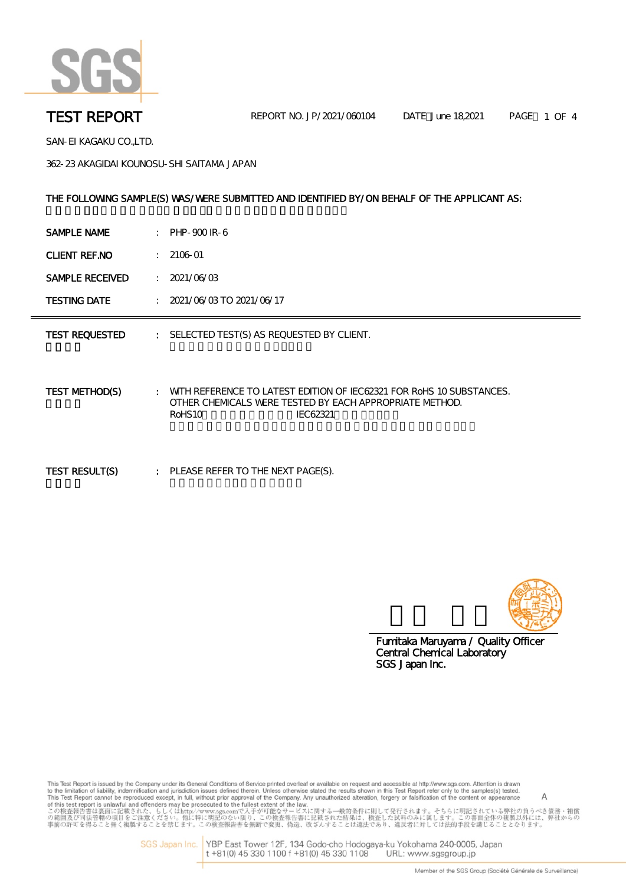# TEST REPORT

REPORT NO. JP/2021/060104　　DATE：June 18,2021

SAN-EI KAGAKU CO.,LTD.

362-23 AKAGIDAI KOUNOSU-SHI SAITAMA JAPAN

THE FOLLOWING SAMPLE(S) WAS/WERE SUBMITTED AND IDENTIFIED BY/ON BEHALF OF THE APPLICANT AS:

| | | |
|---|---|---|
| SAMPLE NAME | : | PHP-900 IR-6 |
| CLIENT REF.NO | : | 2106-01 |
| SAMPLE RECEIVED | : | 2021/06/03 |
| TESTING DATE | : | 2021/06/03 TO 2021/06/17 |

---

| | | |
|---|---|---|
| TEST REQUESTED | : | SELECTED TEST(S) AS REQUESTED BY CLIENT. |
| TEST METHOD(S) | : | WITH REFERENCE TO LATEST EDITION OF IEC62321 FOR RoHS 10 SUBSTANCES. OTHER CHEMICALS WERE TESTED BY EACH APPROPRIATE METHOD. RoHS10 IEC62321 |
| TEST RESULT(S) | : | PLEASE REFER TO THE NEXT PAGE(S). |

Fumitaka Maruyama / Quality Officer
Central Chemical Laboratory
SGS Japan Inc.

This Test Report is issued by the Company under its General Conditions of Service printed overleaf or available on request and accessible at http://www.sgs.com. Attention is drawn to the limitation of liability, indemnification and jurisdiction issues defined therein. Unless otherwise stated the results shown in this Test Report refer only to the sample(s) tested. This Test Report cannot be reproduced except, in full, without prior approval of the Company. Any unauthorized alteration, forgery or falsification of the content or appearance of this test report is unlawful and offenders may be prosecuted to the fullest extent of the law.

この検査報告書は裏面に記載された、もしくはhttp://www.sgs.comで入手が可能なサービスに関する一般的条件に則して発行されます。そちらに明記されている弊社の負うべき債務・補償の範囲及び司法管轄の項目をご注意ください。他に特に明記のない限り、この検査報告書に記載された結果は、検査した試料のみに属します。この書面全体の複製以外には、弊社からの事前の許可を得ること無く複製することを禁じます。この検査報告書を無断で変更、偽造、改ざんすることは違法であり、違反者に対しては法的手段を講じることとなります。

SGS Japan Inc. YBP East Tower 12F, 134 Godo-cho Hodogaya-ku Yokohama 240-0005, Japan t +81(0) 45 330 1100 f +81(0) 45 330 1108 URL: www.sgsgroup.jp

Member of the SGS Group (Société Générale de Surveillance)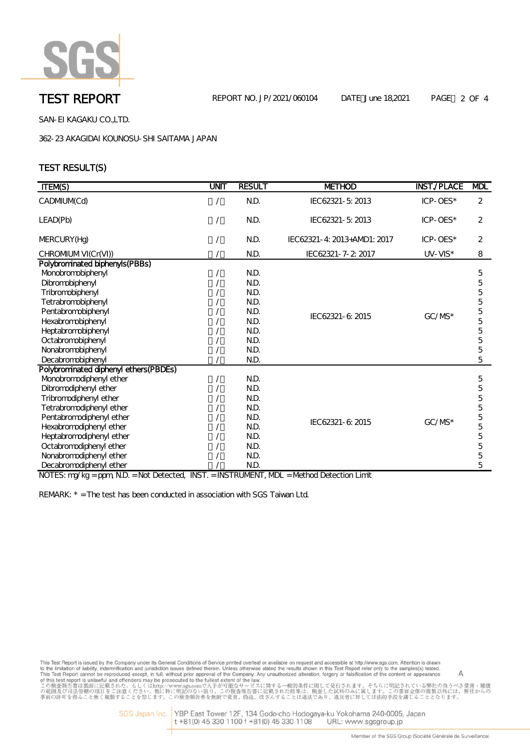# TEST REPORT

REPORT NO. JP/2021/060104 DATE June 18,2021

SAN-EI KAGAKU CO.,LTD.

362-23 AKAGIDAI KOUNOSU-SHI SAITAMA JAPAN

## TEST RESULT(S)

| ITEM(S) | UNIT | RESULT | METHOD | INST./PLACE | MDL |
|---|---|---|---|---|---|
| CADMIUM(Cd) | / | N.D. | IEC62321-5: 2013 | ICP-OES* | 2 |
| LEAD(Pb) | / | N.D. | IEC62321-5: 2013 | ICP-OES* | 2 |
| MERCURY(Hg) | / | N.D. | IEC62321-4: 2013+AMD1: 2017 | ICP-OES* | 2 |
| CHROMIUM VI(Cr(VI)) | / | N.D. | IEC62321-7-2: 2017 | UV-VIS* | 8 |
| **Polybrominated biphenyls(PBBs)** | | | | | |
| Monobromobiphenyl | / | N.D. | IEC62321-6: 2015 | GC/MS* | 5 |
| Dibromobiphenyl | / | N.D. | | | 5 |
| Tribromobiphenyl | / | N.D. | | | 5 |
| Tetrabromobiphenyl | / | N.D. | | | 5 |
| Pentabromobiphenyl | / | N.D. | | | 5 |
| Hexabromobiphenyl | / | N.D. | | | 5 |
| Heptabromobiphenyl | / | N.D. | | | 5 |
| Octabromobiphenyl | / | N.D. | | | 5 |
| Nonabromobiphenyl | / | N.D. | | | 5 |
| Decabromobiphenyl | / | N.D. | | | 5 |
| **Polybrominated diphenyl ethers(PBDEs)** | | | | | |
| Monobromodiphenyl ether | / | N.D. | IEC62321-6: 2015 | GC/MS* | 5 |
| Dibromodiphenyl ether | / | N.D. | | | 5 |
| Tribromodiphenyl ether | / | N.D. | | | 5 |
| Tetrabromodiphenyl ether | / | N.D. | | | 5 |
| Pentabromodiphenyl ether | / | N.D. | | | 5 |
| Hexabromodiphenyl ether | / | N.D. | | | 5 |
| Heptabromodiphenyl ether | / | N.D. | | | 5 |
| Octabromodiphenyl ether | / | N.D. | | | 5 |
| Nonabromodiphenyl ether | / | N.D. | | | 5 |
| Decabromodiphenyl ether | / | N.D. | | | 5 |

NOTES: mg/kg = ppm, N.D. = Not Detected, INST. = INSTRUMENT, MDL = Method Detection Limit

REMARK: * = The test has been conducted in association with SGS Taiwan Ltd.

This Test Report is issued by the Company under its General Conditions of Service printed overleaf or available on request and accessible at http://www.sgs.com. Attention is drawn to the limitation of liability, indemnification and jurisdiction issues defined therein. Unless otherwise stated the results shown in this Test Report refer only to the samples(s) tested. This Test Report cannot be reproduced except, in full, without prior approval of the Company. Any unauthorized alteration, forgery or falsification of the content or appearance of this test report is unlawful and offenders may be prosecuted to the fullest extent of the law.

この検査報告書は裏面に記載された、もしくはhttp://www.sgs.comで入手が可能なサービスに関する一般的条件に則して発行されます。そちらに明記されている弊社の負うべき債務・補償の範囲及び司法管轄の項目をご注意ください。他に特に明記のない限り、この検査報告書に記載された結果は、検査した試料のみに属します。この書面全体の複製以外には、弊社からの事前の許可を得ること無く複製することを禁じます。この検査報告書を無断で変更、偽造、改ざんすることは違法であり、違反者に対しては法的手段を講じることとなります。

SGS Japan Inc. YBP East Tower 12F, 134 Godo-cho Hodogaya-ku Yokohama 240-0005, Japan t +81(0) 45 330 1100 f +81(0) 45 330 1108 URL: www.sgsgroup.jp

Member of the SGS Group (Société Générale de Surveillance)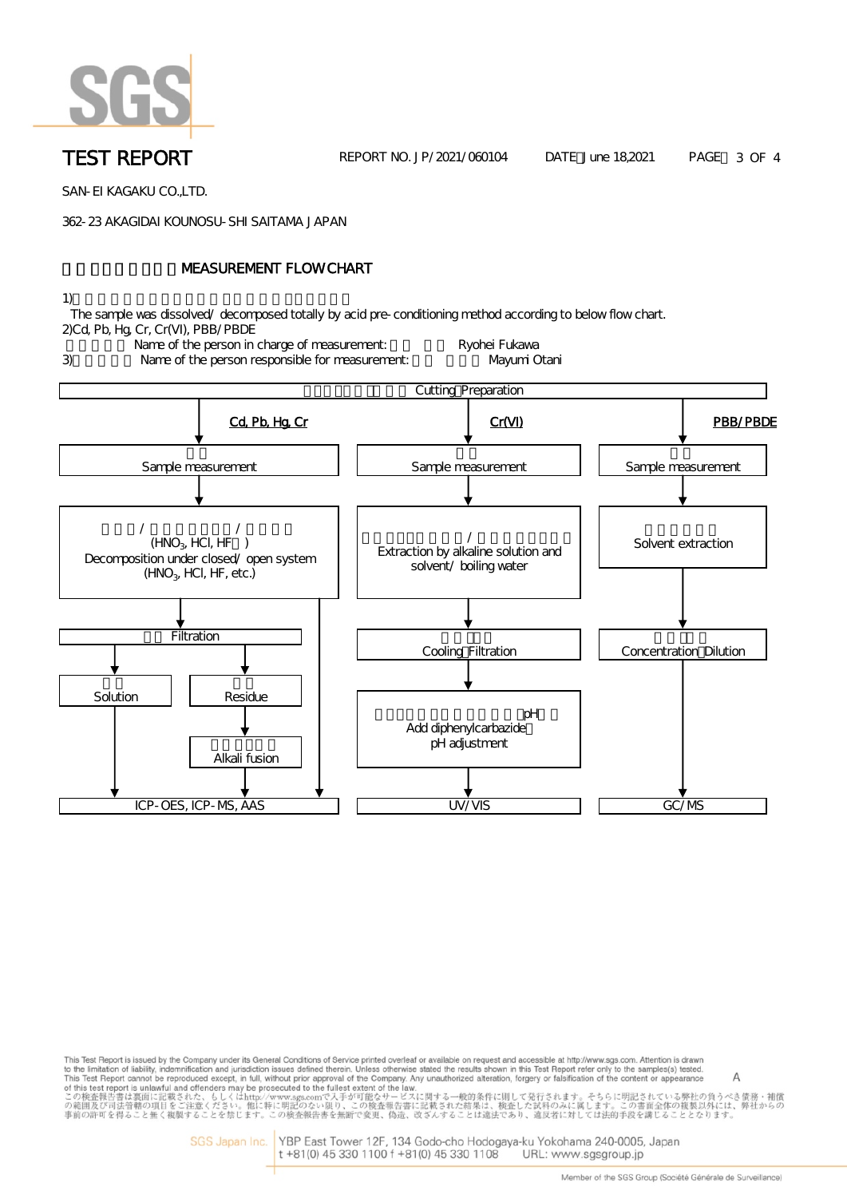TEST REPORT　REPORT NO. JP/2021/060104　DATE：June 18,2021

SAN-EI KAGAKU CO.,LTD.

362-23 AKAGIDAI KOUNOSU-SHI SAITAMA JAPAN

## MEASUREMENT FLOW CHART

1)

The sample was dissolved/ decomposed totally by acid pre-conditioning method according to below flow chart.

2)Cd, Pb, Hg, Cr, Cr(VI), PBB/PBDE

Name of the person in charge of measurement: Ryohei Fukawa

3) Name of the person responsible for measurement: Mayumi Otani

Cutting・Preparation

**Cd, Pb, Hg, Cr**

- Sample measurement
- Decomposition under closed/ open system ($HNO_3$, HCl, HF, etc.)
  - Filtration
    - Solution → ICP-OES, ICP-MS, AAS
    - Residue → Alkali fusion → ICP-OES, ICP-MS, AAS
  - (direct) → ICP-OES, ICP-MS, AAS

**Cr(VI)**

- Sample measurement
- Extraction by alkaline solution and solvent/ boiling water
- Cooling・Filtration
- Add diphenylcarbazide・pH adjustment
- UV/VIS

**PBB/PBDE**

- Sample measurement
- Solvent extraction
- Concentration・Dilution
- GC/MS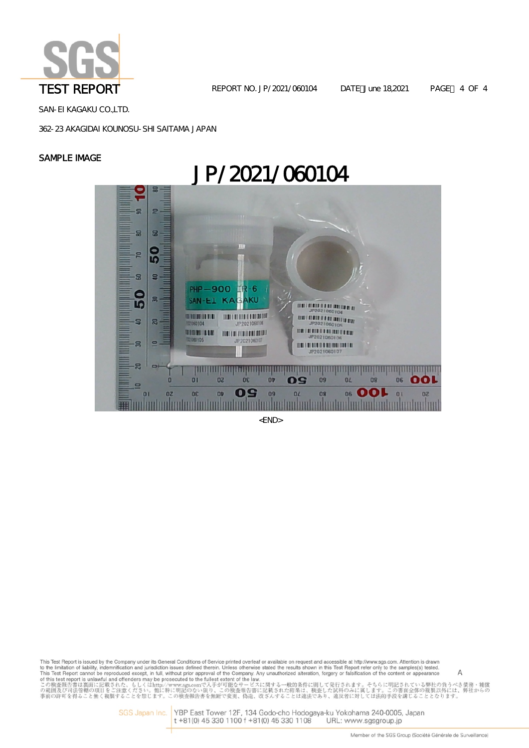TEST REPORT

REPORT NO. JP/2021/060104 DATE：June 18,2021

SAN-EI KAGAKU CO.,LTD.

362-23 AKAGIDAI KOUNOSU-SHI SAITAMA JAPAN

SAMPLE IMAGE

JP/2021/060104

<END>

This Test Report is issued by the Company under its General Conditions of Service printed overleaf or available on request and accessible at http://www.sgs.com. Attention is drawn to the limitation of liability, indemnification and jurisdiction issues defined therein. Unless otherwise stated the results shown in this Test Report refer only to the samples(s) tested. This Test Report cannot be reproduced except, in full, without prior approval of the Company. Any unauthorized alteration, forgery or falsification of the content or appearance of this test report is unlawful and offenders may be prosecuted to the fullest extent of the law.
この検査報告書は裏面に記載された、もしくはhttp://www.sgs.comで入手が可能なサービスに関する一般的条件に則して発行されます。そちらに明記されている弊社の負うべき債務・補償の範囲及び司法管轄の項目をご注意ください。他に特に明記のない限り、この検査報告書に記載された結果は、検査した試料のみに属します。この書面全体の複製以外には、弊社からの事前の許可を得ること無く複製することを禁じます。この検査報告書を無断で変更、偽造、改ざんすることは違法であり、違反者に対しては法的手段を講じることとなります。

A

SGS Japan Inc. YBP East Tower 12F, 134 Godo-cho Hodogaya-ku Yokohama 240-0005, Japan
t +81(0) 45 330 1100 f +81(0) 45 330 1108 URL: www.sgsgroup.jp

Member of the SGS Group (Société Générale de Surveillance)